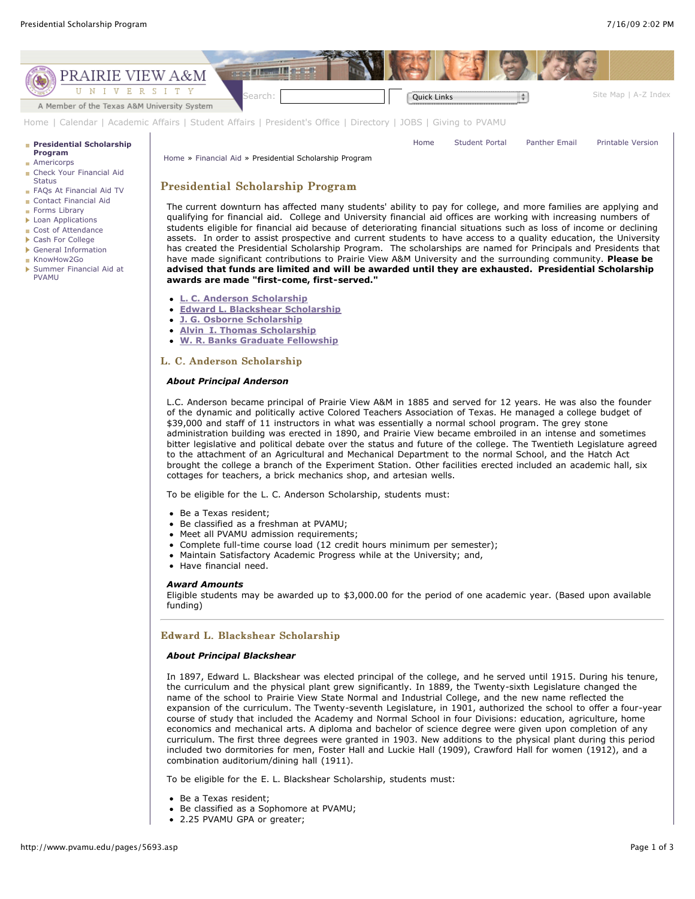# Presidential Scholarship Program

The current downturn has affected many students' ability to pay for college, and more families are applying and qualifying for financial aid. College and University financial aid offices are working with increasing numbers of students eligible for financial aid because of deteriorating financial situations such as loss of income or declining assets. In order to assist prospective and current students to have access to a quality education, the University has created the Presidential Scholarship Program. The scholarships are named for Principals and Presidents that have made significant contributions to Prairie View A&M University and the surrounding community. **Please be advised that funds are limited and will be awarded until they are exhausted. Presidential Scholarship awards are made "first-come, first-served."**

- L. C. Anderson Scholarship
- Edward L. Blackshear Scholarship
- J. G. Osborne Scholarship
- Alvin I. Thomas Scholarship
- W. R. Banks Graduate Fellowship

## L. C. Anderson Scholarship

***About Principal Anderson***

L.C. Anderson became principal of Prairie View A&M in 1885 and served for 12 years. He was also the founder of the dynamic and politically active Colored Teachers Association of Texas. He managed a college budget of $39,000 and staff of 11 instructors in what was essentially a normal school program. The grey stone administration building was erected in 1890, and Prairie View became embroiled in an intense and sometimes bitter legislative and political debate over the status and future of the college. The Twentieth Legislature agreed to the attachment of an Agricultural and Mechanical Department to the normal School, and the Hatch Act brought the college a branch of the Experiment Station. Other facilities erected included an academic hall, six cottages for teachers, a brick mechanics shop, and artesian wells.

To be eligible for the L. C. Anderson Scholarship, students must:

- Be a Texas resident;
- Be classified as a freshman at PVAMU;
- Meet all PVAMU admission requirements;
- Complete full-time course load (12 credit hours minimum per semester);
- Maintain Satisfactory Academic Progress while at the University; and,
- Have financial need.

***Award Amounts***
Eligible students may be awarded up to $3,000.00 for the period of one academic year. (Based upon available funding)

---

## Edward L. Blackshear Scholarship

***About Principal Blackshear***

In 1897, Edward L. Blackshear was elected principal of the college, and he served until 1915. During his tenure, the curriculum and the physical plant grew significantly. In 1889, the Twenty-sixth Legislature changed the name of the school to Prairie View State Normal and Industrial College, and the new name reflected the expansion of the curriculum. The Twenty-seventh Legislature, in 1901, authorized the school to offer a four-year course of study that included the Academy and Normal School in four Divisions: education, agriculture, home economics and mechanical arts. A diploma and bachelor of science degree were given upon completion of any curriculum. The first three degrees were granted in 1903. New additions to the physical plant during this period included two dormitories for men, Foster Hall and Luckie Hall (1909), Crawford Hall for women (1912), and a combination auditorium/dining hall (1911).

To be eligible for the E. L. Blackshear Scholarship, students must:

- Be a Texas resident;
- Be classified as a Sophomore at PVAMU;
- 2.25 PVAMU GPA or greater;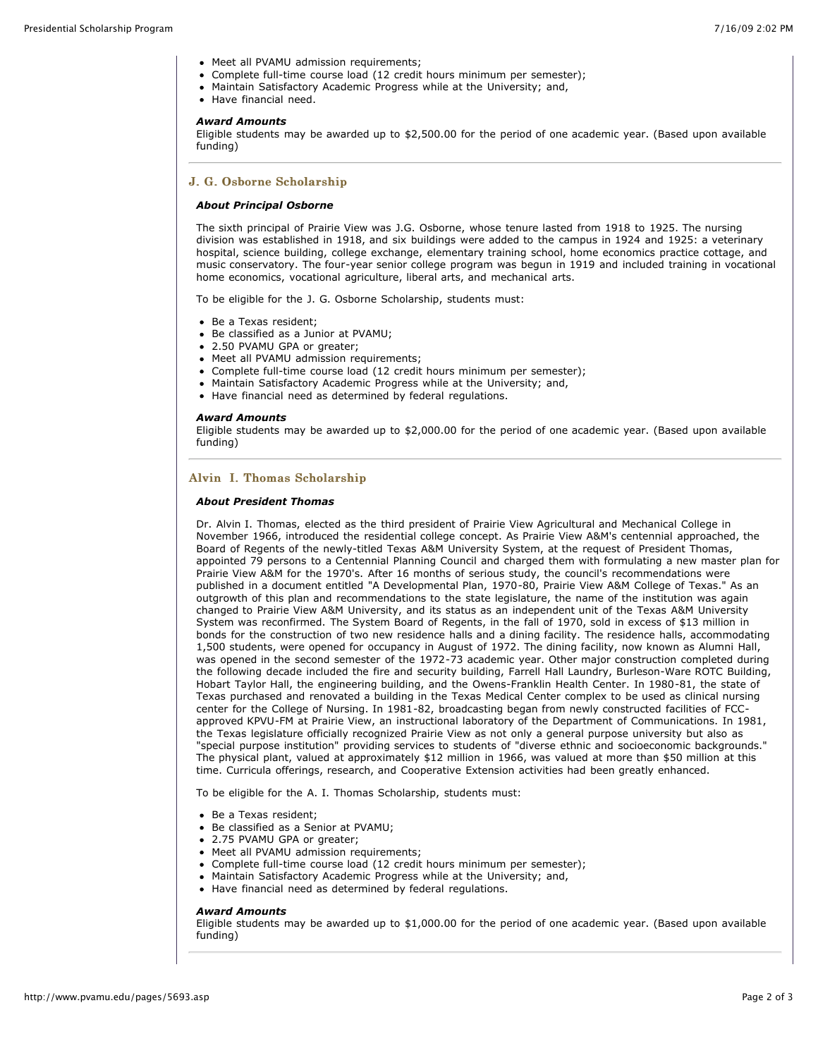- Meet all PVAMU admission requirements;
- Complete full-time course load (12 credit hours minimum per semester);
- Maintain Satisfactory Academic Progress while at the University; and,
- Have financial need.

***Award Amounts***

Eligible students may be awarded up to $2,500.00 for the period of one academic year. (Based upon available funding)

## J. G. Osborne Scholarship

***About Principal Osborne***

The sixth principal of Prairie View was J.G. Osborne, whose tenure lasted from 1918 to 1925. The nursing division was established in 1918, and six buildings were added to the campus in 1924 and 1925: a veterinary hospital, science building, college exchange, elementary training school, home economics practice cottage, and music conservatory. The four-year senior college program was begun in 1919 and included training in vocational home economics, vocational agriculture, liberal arts, and mechanical arts.

To be eligible for the J. G. Osborne Scholarship, students must:

- Be a Texas resident;
- Be classified as a Junior at PVAMU;
- 2.50 PVAMU GPA or greater;
- Meet all PVAMU admission requirements;
- Complete full-time course load (12 credit hours minimum per semester);
- Maintain Satisfactory Academic Progress while at the University; and,
- Have financial need as determined by federal regulations.

***Award Amounts***

Eligible students may be awarded up to $2,000.00 for the period of one academic year. (Based upon available funding)

## Alvin I. Thomas Scholarship

***About President Thomas***

Dr. Alvin I. Thomas, elected as the third president of Prairie View Agricultural and Mechanical College in November 1966, introduced the residential college concept. As Prairie View A&M's centennial approached, the Board of Regents of the newly-titled Texas A&M University System, at the request of President Thomas, appointed 79 persons to a Centennial Planning Council and charged them with formulating a new master plan for Prairie View A&M for the 1970's. After 16 months of serious study, the council's recommendations were published in a document entitled "A Developmental Plan, 1970-80, Prairie View A&M College of Texas." As an outgrowth of this plan and recommendations to the state legislature, the name of the institution was again changed to Prairie View A&M University, and its status as an independent unit of the Texas A&M University System was reconfirmed. The System Board of Regents, in the fall of 1970, sold in excess of $13 million in bonds for the construction of two new residence halls and a dining facility. The residence halls, accommodating 1,500 students, were opened for occupancy in August of 1972. The dining facility, now known as Alumni Hall, was opened in the second semester of the 1972-73 academic year. Other major construction completed during the following decade included the fire and security building, Farrell Hall Laundry, Burleson-Ware ROTC Building, Hobart Taylor Hall, the engineering building, and the Owens-Franklin Health Center. In 1980-81, the state of Texas purchased and renovated a building in the Texas Medical Center complex to be used as clinical nursing center for the College of Nursing. In 1981-82, broadcasting began from newly constructed facilities of FCC-approved KPVU-FM at Prairie View, an instructional laboratory of the Department of Communications. In 1981, the Texas legislature officially recognized Prairie View as not only a general purpose university but also as "special purpose institution" providing services to students of "diverse ethnic and socioeconomic backgrounds." The physical plant, valued at approximately $12 million in 1966, was valued at more than $50 million at this time. Curricula offerings, research, and Cooperative Extension activities had been greatly enhanced.

To be eligible for the A. I. Thomas Scholarship, students must:

- Be a Texas resident;
- Be classified as a Senior at PVAMU;
- 2.75 PVAMU GPA or greater;
- Meet all PVAMU admission requirements;
- Complete full-time course load (12 credit hours minimum per semester);
- Maintain Satisfactory Academic Progress while at the University; and,
- Have financial need as determined by federal regulations.

***Award Amounts***

Eligible students may be awarded up to $1,000.00 for the period of one academic year. (Based upon available funding)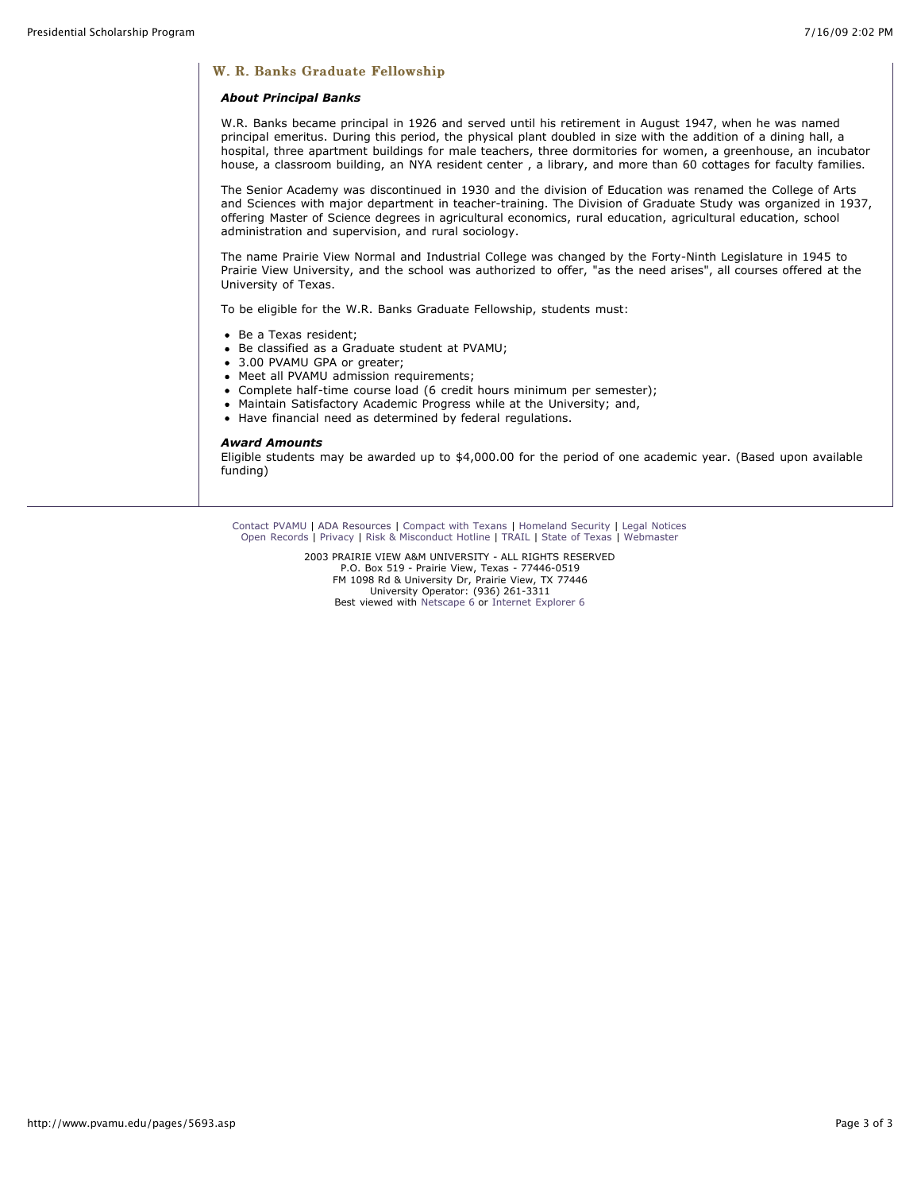### W. R. Banks Graduate Fellowship

***About Principal Banks***

W.R. Banks became principal in 1926 and served until his retirement in August 1947, when he was named principal emeritus. During this period, the physical plant doubled in size with the addition of a dining hall, a hospital, three apartment buildings for male teachers, three dormitories for women, a greenhouse, an incubator house, a classroom building, an NYA resident center , a library, and more than 60 cottages for faculty families.

The Senior Academy was discontinued in 1930 and the division of Education was renamed the College of Arts and Sciences with major department in teacher-training. The Division of Graduate Study was organized in 1937, offering Master of Science degrees in agricultural economics, rural education, agricultural education, school administration and supervision, and rural sociology.

The name Prairie View Normal and Industrial College was changed by the Forty-Ninth Legislature in 1945 to Prairie View University, and the school was authorized to offer, "as the need arises", all courses offered at the University of Texas.

To be eligible for the W.R. Banks Graduate Fellowship, students must:

- Be a Texas resident;
- Be classified as a Graduate student at PVAMU;
- 3.00 PVAMU GPA or greater;
- Meet all PVAMU admission requirements;
- Complete half-time course load (6 credit hours minimum per semester);
- Maintain Satisfactory Academic Progress while at the University; and,
- Have financial need as determined by federal regulations.

***Award Amounts***

Eligible students may be awarded up to $4,000.00 for the period of one academic year. (Based upon available funding)

Contact PVAMU | ADA Resources | Compact with Texans | Homeland Security | Legal Notices
Open Records | Privacy | Risk & Misconduct Hotline | TRAIL | State of Texas | Webmaster

2003 PRAIRIE VIEW A&M UNIVERSITY - ALL RIGHTS RESERVED
P.O. Box 519 - Prairie View, Texas - 77446-0519
FM 1098 Rd & University Dr, Prairie View, TX 77446
University Operator: (936) 261-3311
Best viewed with Netscape 6 or Internet Explorer 6